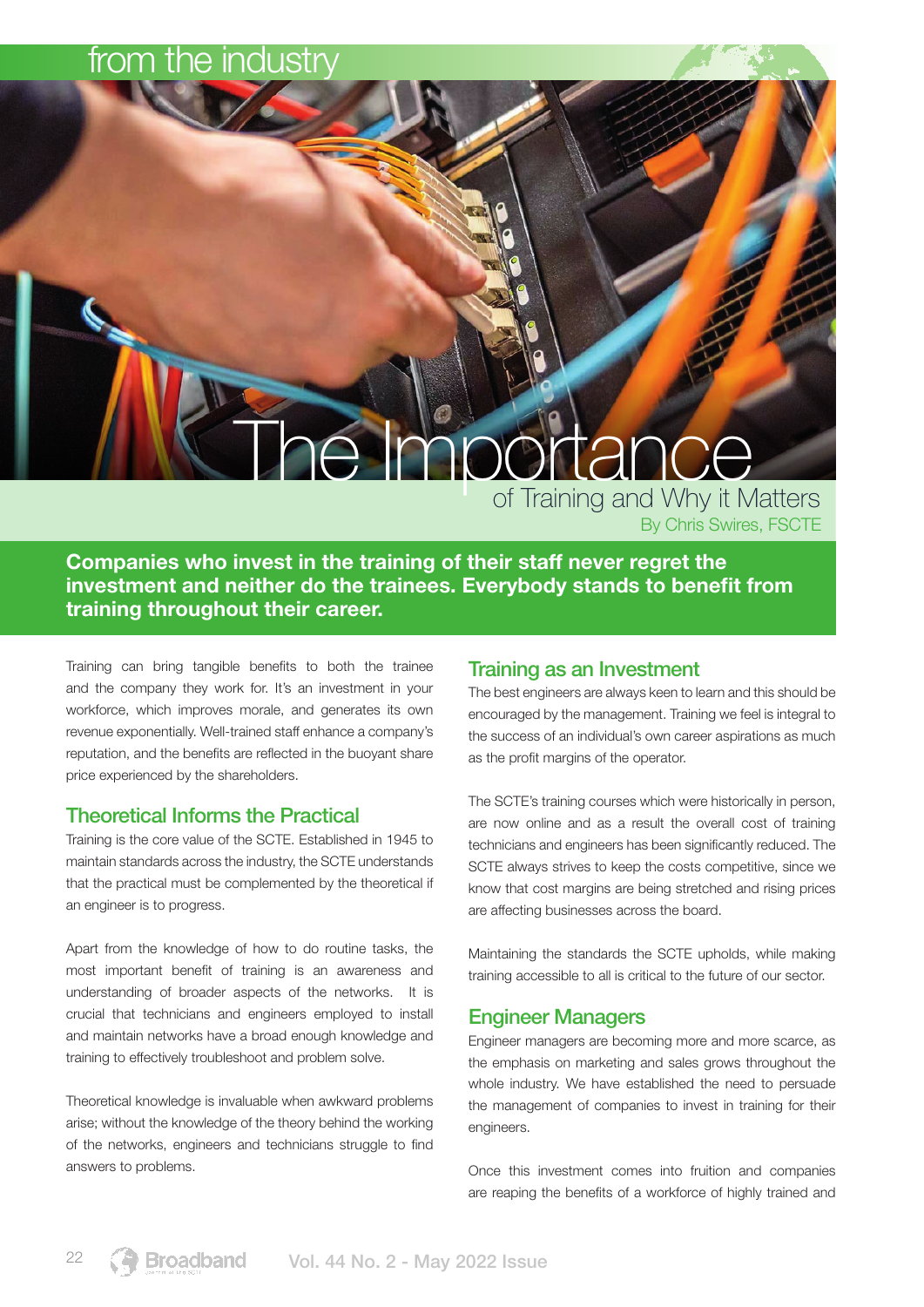# The Importance of Training and Why it Matters

By Chris Swires, FSCTE

**Companies who invest in the training of their staff never regret the investment and neither do the trainees. Everybody stands to benefit from training throughout their career.**

Training can bring tangible benefits to both the trainee and the company they work for. It's an investment in your workforce, which improves morale, and generates its own revenue exponentially. Well-trained staff enhance a company's reputation, and the benefits are reflected in the buoyant share price experienced by the shareholders.

## Theoretical Informs the Practical

Training is the core value of the SCTE. Established in 1945 to maintain standards across the industry, the SCTE understands that the practical must be complemented by the theoretical if an engineer is to progress.

Apart from the knowledge of how to do routine tasks, the most important benefit of training is an awareness and understanding of broader aspects of the networks. It is crucial that technicians and engineers employed to install and maintain networks have a broad enough knowledge and training to effectively troubleshoot and problem solve.

Theoretical knowledge is invaluable when awkward problems arise; without the knowledge of the theory behind the working of the networks, engineers and technicians struggle to find answers to problems.

## Training as an Investment

The best engineers are always keen to learn and this should be encouraged by the management. Training we feel is integral to the success of an individual's own career aspirations as much as the profit margins of the operator.

The SCTE's training courses which were historically in person, are now online and as a result the overall cost of training technicians and engineers has been significantly reduced. The SCTE always strives to keep the costs competitive, since we know that cost margins are being stretched and rising prices are affecting businesses across the board.

Maintaining the standards the SCTE upholds, while making training accessible to all is critical to the future of our sector.

## Engineer Managers

Engineer managers are becoming more and more scarce, as the emphasis on marketing and sales grows throughout the whole industry. We have established the need to persuade the management of companies to invest in training for their engineers.

Once this investment comes into fruition and companies are reaping the benefits of a workforce of highly trained and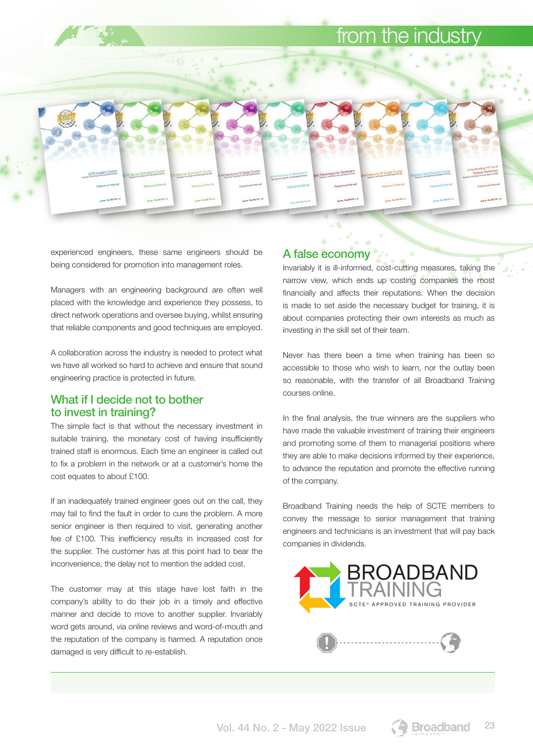experienced engineers, these same engineers should be being considered for promotion into management roles.

Managers with an engineering background are often well placed with the knowledge and experience they possess, to direct network operations and oversee buying, whilst ensuring that reliable components and good techniques are employed.

A collaboration across the industry is needed to protect what we have all worked so hard to achieve and ensure that sound engineering practice is protected in future.

## What if I decide not to bother to invest in training?

The simple fact is that without the necessary investment in suitable training, the monetary cost of having insufficiently trained staff is enormous. Each time an engineer is called out to fix a problem in the network or at a customer's home the cost equates to about £100.

If an inadequately trained engineer goes out on the call, they may fail to find the fault in order to cure the problem. A more senior engineer is then required to visit, generating another fee of £100. This inefficiency results in increased cost for the supplier. The customer has at this point had to bear the inconvenience, the delay not to mention the added cost.

The customer may at this stage have lost faith in the company's ability to do their job in a timely and effective manner and decide to move to another supplier. Invariably word gets around, via online reviews and word-of-mouth and the reputation of the company is harmed. A reputation once damaged is very difficult to re-establish.

## A false economy

Invariably it is ill-informed, cost-cutting measures, taking the narrow view, which ends up costing companies the most financially and affects their reputations. When the decision is made to set aside the necessary budget for training, it is about companies protecting their own interests as much as investing in the skill set of their team.

Never has there been a time when training has been so accessible to those who wish to learn, nor the outlay been so reasonable, with the transfer of all Broadband Training courses online.

In the final analysis, the true winners are the suppliers who have made the valuable investment of training their engineers and promoting some of them to managerial positions where they are able to make decisions informed by their experience, to advance the reputation and promote the effective running of the company.

Broadband Training needs the help of SCTE members to convey the message to senior management that training engineers and technicians is an investment that will pay back companies in dividends.

BROADBAND TRAINING
SCTE® APPROVED TRAINING PROVIDER